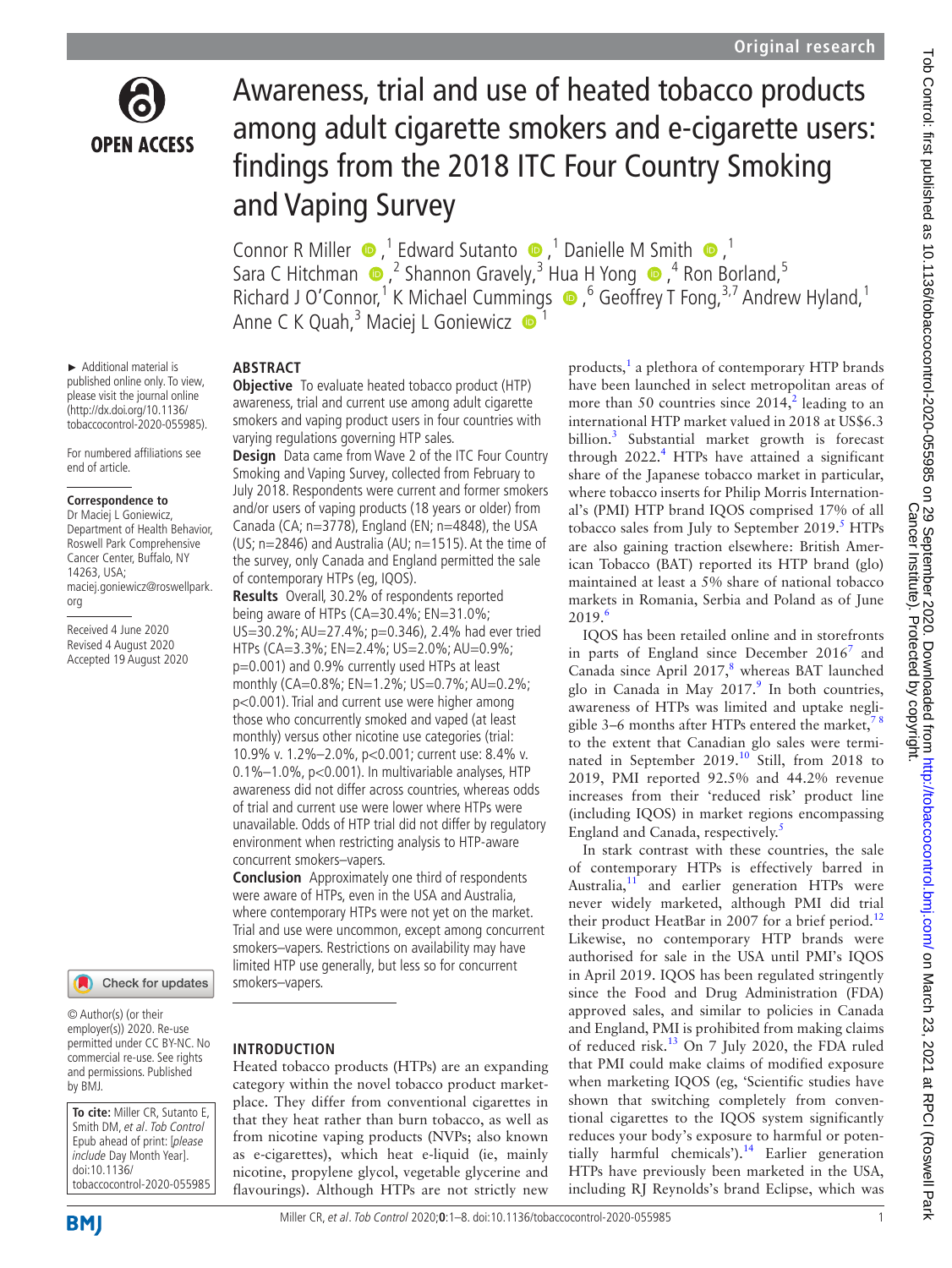# Awareness, trial and use of heated tobacco products among adult cigarette smokers and e-cigarette users: findings from the 2018 ITC Four Country Smoking and Vaping Survey

Connor R Miller,[1] Edward Sutanto,[1] Danielle M Smith,[1] Sara C Hitchman,[2] Shannon Gravely,[3] Hua H Yong,[4] Ron Borland,[5] Richard J O'Connor,[1] K Michael Cummings,[6] Geoffrey T Fong,[3,7] Andrew Hyland,[1] Anne C K Quah,[3] Maciej L Goniewicz[1]

► Additional material is published online only. To view, please visit the journal online (http://dx.doi.org/10.1136/tobaccocontrol-2020-055985).

For numbered affiliations see end of article.

**Correspondence to**
Dr Maciej L Goniewicz, Department of Health Behavior, Roswell Park Comprehensive Cancer Center, Buffalo, NY 14263, USA; maciej.goniewicz@roswellpark.org

Received 4 June 2020
Revised 4 August 2020
Accepted 19 August 2020

© Author(s) (or their employer(s)) 2020. Re-use permitted under CC BY-NC. No commercial re-use. See rights and permissions. Published by BMJ.

**To cite:** Miller CR, Sutanto E, Smith DM, *et al*. *Tob Control* Epub ahead of print: [*please include* Day Month Year]. doi:10.1136/tobaccocontrol-2020-055985

## ABSTRACT

**Objective** To evaluate heated tobacco product (HTP) awareness, trial and current use among adult cigarette smokers and vaping product users in four countries with varying regulations governing HTP sales.

**Design** Data came from Wave 2 of the ITC Four Country Smoking and Vaping Survey, collected from February to July 2018. Respondents were current and former smokers and/or users of vaping products (18 years or older) from Canada (CA; n=3778), England (EN; n=4848), the USA (US; n=2846) and Australia (AU; n=1515). At the time of the survey, only Canada and England permitted the sale of contemporary HTPs (eg, IQOS).

**Results** Overall, 30.2% of respondents reported being aware of HTPs (CA=30.4%; EN=31.0%; US=30.2%; AU=27.4%; p=0.346), 2.4% had ever tried HTPs (CA=3.3%; EN=2.4%; US=2.0%; AU=0.9%; p=0.001) and 0.9% currently used HTPs at least monthly (CA=0.8%; EN=1.2%; US=0.7%; AU=0.2%; p<0.001). Trial and current use were higher among those who concurrently smoked and vaped (at least monthly) versus other nicotine use categories (trial: 10.9% v. 1.2%–2.0%, p<0.001; current use: 8.4% v. 0.1%–1.0%, p<0.001). In multivariable analyses, HTP awareness did not differ across countries, whereas odds of trial and current use were lower where HTPs were unavailable. Odds of HTP trial did not differ by regulatory environment when restricting analysis to HTP-aware concurrent smokers–vapers.

**Conclusion** Approximately one third of respondents were aware of HTPs, even in the USA and Australia, where contemporary HTPs were not yet on the market. Trial and use were uncommon, except among concurrent smokers–vapers. Restrictions on availability may have limited HTP use generally, but less so for concurrent smokers–vapers.

## INTRODUCTION

Heated tobacco products (HTPs) are an expanding category within the novel tobacco product marketplace. They differ from conventional cigarettes in that they heat rather than burn tobacco, as well as from nicotine vaping products (NVPs; also known as e-cigarettes), which heat e-liquid (ie, mainly nicotine, propylene glycol, vegetable glycerine and flavourings). Although HTPs are not strictly new products,[1] a plethora of contemporary HTP brands have been launched in select metropolitan areas of more than 50 countries since 2014,[2] leading to an international HTP market valued in 2018 at US$6.3 billion.[3] Substantial market growth is forecast through 2022.[4] HTPs have attained a significant share of the Japanese tobacco market in particular, where tobacco inserts for Philip Morris International's (PMI) HTP brand IQOS comprised 17% of all tobacco sales from July to September 2019.[5] HTPs are also gaining traction elsewhere: British American Tobacco (BAT) reported its HTP brand (glo) maintained at least a 5% share of national tobacco markets in Romania, Serbia and Poland as of June 2019.[6]

IQOS has been retailed online and in storefronts in parts of England since December 2016[7] and Canada since April 2017,[8] whereas BAT launched glo in Canada in May 2017.[9] In both countries, awareness of HTPs was limited and uptake negligible 3–6 months after HTPs entered the market,[7,8] to the extent that Canadian glo sales were terminated in September 2019.[10] Still, from 2018 to 2019, PMI reported 92.5% and 44.2% revenue increases from their 'reduced risk' product line (including IQOS) in market regions encompassing England and Canada, respectively.[5]

In stark contrast with these countries, the sale of contemporary HTPs is effectively barred in Australia,[11] and earlier generation HTPs were never widely marketed, although PMI did trial their product HeatBar in 2007 for a brief period.[12] Likewise, no contemporary HTP brands were authorised for sale in the USA until PMI's IQOS in April 2019. IQOS has been regulated stringently since the Food and Drug Administration (FDA) approved sales, and similar to policies in Canada and England, PMI is prohibited from making claims of reduced risk.[13] On 7 July 2020, the FDA ruled that PMI could make claims of modified exposure when marketing IQOS (eg, 'Scientific studies have shown that switching completely from conventional cigarettes to the IQOS system significantly reduces your body's exposure to harmful or potentially harmful chemicals').[14] Earlier generation HTPs have previously been marketed in the USA, including RJ Reynolds's brand Eclipse, which was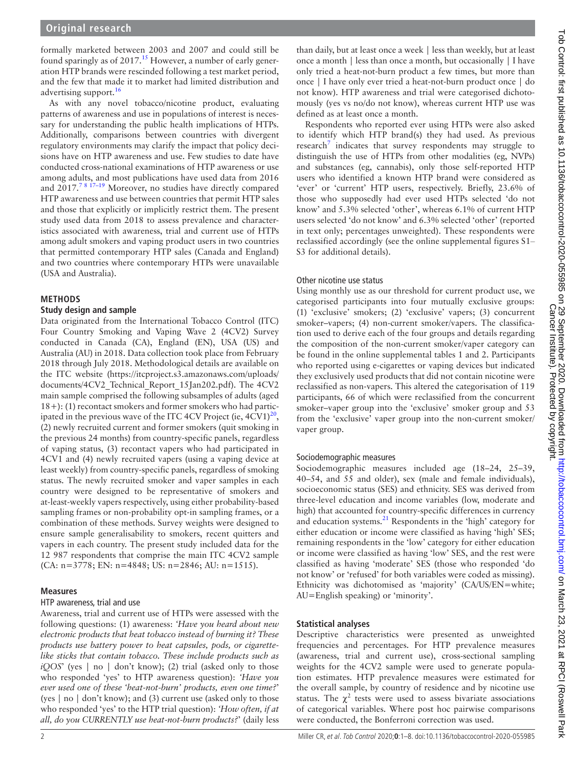formally marketed between 2003 and 2007 and could still be found sparingly as of 2017.[15] However, a number of early generation HTP brands were rescinded following a test market period, and the few that made it to market had limited distribution and advertising support.[16]

As with any novel tobacco/nicotine product, evaluating patterns of awareness and use in populations of interest is necessary for understanding the public health implications of HTPs. Additionally, comparisons between countries with divergent regulatory environments may clarify the impact that policy decisions have on HTP awareness and use. Few studies to date have conducted cross-national examinations of HTP awareness or use among adults, and most publications have used data from 2016 and 2017.[7 8 17–19] Moreover, no studies have directly compared HTP awareness and use between countries that permit HTP sales and those that explicitly or implicitly restrict them. The present study used data from 2018 to assess prevalence and characteristics associated with awareness, trial and current use of HTPs among adult smokers and vaping product users in two countries that permitted contemporary HTP sales (Canada and England) and two countries where contemporary HTPs were unavailable (USA and Australia).

## METHODS

### Study design and sample

Data originated from the International Tobacco Control (ITC) Four Country Smoking and Vaping Wave 2 (4CV2) Survey conducted in Canada (CA), England (EN), USA (US) and Australia (AU) in 2018. Data collection took place from February 2018 through July 2018. Methodological details are available on the ITC website (https://itcproject.s3.amazonaws.com/uploads/documents/4CV2_Technical_Report_15Jan202.pdf). The 4CV2 main sample comprised the following subsamples of adults (aged 18+): (1) recontact smokers and former smokers who had participated in the previous wave of the ITC 4CV Project (ie, 4CV1)[20], (2) newly recruited current and former smokers (quit smoking in the previous 24 months) from country-specific panels, regardless of vaping status, (3) recontact vapers who had participated in 4CV1 and (4) newly recruited vapers (using a vaping device at least weekly) from country-specific panels, regardless of smoking status. The newly recruited smoker and vaper samples in each country were designed to be representative of smokers and at-least-weekly vapers respectively, using either probability-based sampling frames or non-probability opt-in sampling frames, or a combination of these methods. Survey weights were designed to ensure sample generalisability to smokers, recent quitters and vapers in each country. The present study included data for the 12 987 respondents that comprise the main ITC 4CV2 sample (CA: n=3778; EN: n=4848; US: n=2846; AU: n=1515).

### Measures

#### HTP awareness, trial and use

Awareness, trial and current use of HTPs were assessed with the following questions: (1) awareness: *'Have you heard about new electronic products that heat tobacco instead of burning it? These products use battery power to heat capsules, pods, or cigarette-like sticks that contain tobacco. These include products such as iQOS'* (yes | no | don't know); (2) trial (asked only to those who responded 'yes' to HTP awareness question): *'Have you ever used one of these 'heat-not-burn' products, even one time?'* (yes | no | don't know); and (3) current use (asked only to those who responded 'yes' to the HTP trial question): *'How often, if at all, do you CURRENTLY use heat-not-burn products?'* (daily less than daily, but at least once a week | less than weekly, but at least once a month | less than once a month, but occasionally | I have only tried a heat-not-burn product a few times, but more than once | I have only ever tried a heat-not-burn product once | do not know). HTP awareness and trial were categorised dichotomously (yes vs no/do not know), whereas current HTP use was defined as at least once a month.

Respondents who reported ever using HTPs were also asked to identify which HTP brand(s) they had used. As previous research[7] indicates that survey respondents may struggle to distinguish the use of HTPs from other modalities (eg, NVPs) and substances (eg, cannabis), only those self-reported HTP users who identified a known HTP brand were considered as 'ever' or 'current' HTP users, respectively. Briefly, 23.6% of those who supposedly had ever used HTPs selected 'do not know' and 5.3% selected 'other', whereas 6.1% of current HTP users selected 'do not know' and 6.3% selected 'other' (reported in text only; percentages unweighted). These respondents were reclassified accordingly (see the online supplemental figures S1–S3 for additional details).

#### Other nicotine use status

Using monthly use as our threshold for current product use, we categorised participants into four mutually exclusive groups: (1) 'exclusive' smokers; (2) 'exclusive' vapers; (3) concurrent smoker–vapers; (4) non-current smoker/vapers. The classification used to derive each of the four groups and details regarding the composition of the non-current smoker/vaper category can be found in the online supplemental tables 1 and 2. Participants who reported using e-cigarettes or vaping devices but indicated they exclusively used products that did not contain nicotine were reclassified as non-vapers. This altered the categorisation of 119 participants, 66 of which were reclassified from the concurrent smoker–vaper group into the 'exclusive' smoker group and 53 from the 'exclusive' vaper group into the non-current smoker/vaper group.

#### Sociodemographic measures

Sociodemographic measures included age (18–24, 25–39, 40–54, and 55 and older), sex (male and female individuals), socioeconomic status (SES) and ethnicity. SES was derived from three-level education and income variables (low, moderate and high) that accounted for country-specific differences in currency and education systems.[21] Respondents in the 'high' category for either education or income were classified as having 'high' SES; remaining respondents in the 'low' category for either education or income were classified as having 'low' SES, and the rest were classified as having 'moderate' SES (those who responded 'do not know' or 'refused' for both variables were coded as missing). Ethnicity was dichotomised as 'majority' (CA/US/EN=white; AU=English speaking) or 'minority'.

### Statistical analyses

Descriptive characteristics were presented as unweighted frequencies and percentages. For HTP prevalence measures (awareness, trial and current use), cross-sectional sampling weights for the 4CV2 sample were used to generate population estimates. HTP prevalence measures were estimated for the overall sample, by country of residence and by nicotine use status. The $\chi^2$ tests were used to assess bivariate associations of categorical variables. Where post hoc pairwise comparisons were conducted, the Bonferroni correction was used.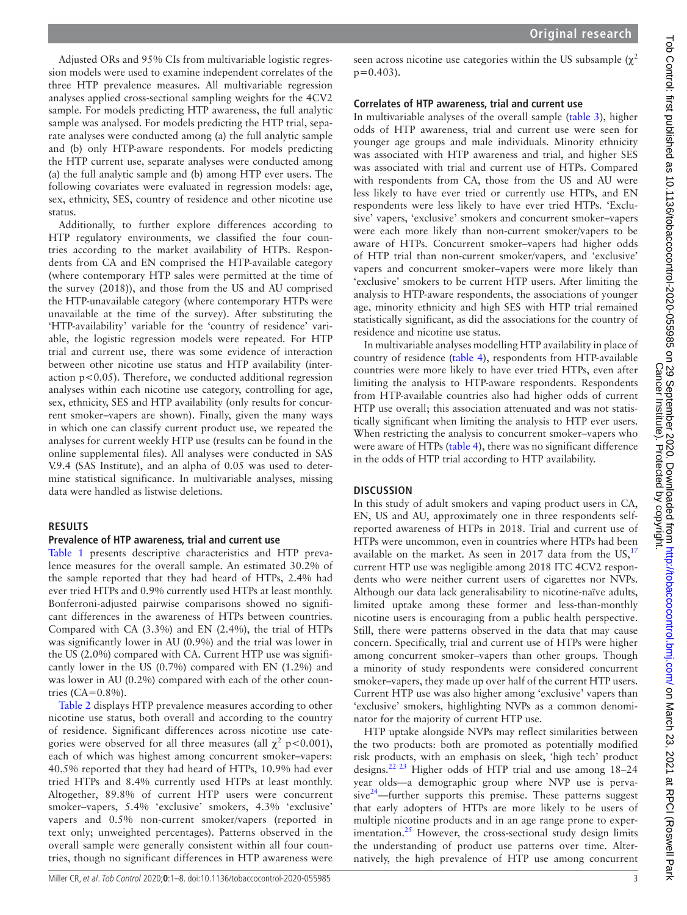Adjusted ORs and 95% CIs from multivariable logistic regression models were used to examine independent correlates of the three HTP prevalence measures. All multivariable regression analyses applied cross-sectional sampling weights for the 4CV2 sample. For models predicting HTP awareness, the full analytic sample was analysed. For models predicting the HTP trial, separate analyses were conducted among (a) the full analytic sample and (b) only HTP-aware respondents. For models predicting the HTP current use, separate analyses were conducted among (a) the full analytic sample and (b) among HTP ever users. The following covariates were evaluated in regression models: age, sex, ethnicity, SES, country of residence and other nicotine use status.

Additionally, to further explore differences according to HTP regulatory environments, we classified the four countries according to the market availability of HTPs. Respondents from CA and EN comprised the HTP-available category (where contemporary HTP sales were permitted at the time of the survey (2018)), and those from the US and AU comprised the HTP-unavailable category (where contemporary HTPs were unavailable at the time of the survey). After substituting the 'HTP-availability' variable for the 'country of residence' variable, the logistic regression models were repeated. For HTP trial and current use, there was some evidence of interaction between other nicotine use status and HTP availability (interaction $p<0.05$). Therefore, we conducted additional regression analyses within each nicotine use category, controlling for age, sex, ethnicity, SES and HTP availability (only results for concurrent smoker–vapers are shown). Finally, given the many ways in which one can classify current product use, we repeated the analyses for current weekly HTP use (results can be found in the online supplemental files). All analyses were conducted in SAS V.9.4 (SAS Institute), and an alpha of 0.05 was used to determine statistical significance. In multivariable analyses, missing data were handled as listwise deletions.

## RESULTS

### Prevalence of HTP awareness, trial and current use

Table 1 presents descriptive characteristics and HTP prevalence measures for the overall sample. An estimated 30.2% of the sample reported that they had heard of HTPs, 2.4% had ever tried HTPs and 0.9% currently used HTPs at least monthly. Bonferroni-adjusted pairwise comparisons showed no significant differences in the awareness of HTPs between countries. Compared with CA (3.3%) and EN (2.4%), the trial of HTPs was significantly lower in AU (0.9%) and the trial was lower in the US (2.0%) compared with CA. Current HTP use was significantly lower in the US (0.7%) compared with EN (1.2%) and was lower in AU (0.2%) compared with each of the other countries (CA=0.8%).

Table 2 displays HTP prevalence measures according to other nicotine use status, both overall and according to the country of residence. Significant differences across nicotine use categories were observed for all three measures (all $\chi^2$ $p<0.001$), each of which was highest among concurrent smoker–vapers: 40.5% reported that they had heard of HTPs, 10.9% had ever tried HTPs and 8.4% currently used HTPs at least monthly. Altogether, 89.8% of current HTP users were concurrent smoker–vapers, 5.4% 'exclusive' smokers, 4.3% 'exclusive' vapers and 0.5% non-current smoker/vapers (reported in text only; unweighted percentages). Patterns observed in the overall sample were generally consistent within all four countries, though no significant differences in HTP awareness were seen across nicotine use categories within the US subsample ($\chi^2$ $p=0.403$).

### Correlates of HTP awareness, trial and current use

In multivariable analyses of the overall sample (table 3), higher odds of HTP awareness, trial and current use were seen for younger age groups and male individuals. Minority ethnicity was associated with HTP awareness and trial, and higher SES was associated with trial and current use of HTPs. Compared with respondents from CA, those from the US and AU were less likely to have ever tried or currently use HTPs, and EN respondents were less likely to have ever tried HTPs. 'Exclusive' vapers, 'exclusive' smokers and concurrent smoker–vapers were each more likely than non-current smoker/vapers to be aware of HTPs. Concurrent smoker–vapers had higher odds of HTP trial than non-current smoker/vapers, and 'exclusive' vapers and concurrent smoker–vapers were more likely than 'exclusive' smokers to be current HTP users. After limiting the analysis to HTP-aware respondents, the associations of younger age, minority ethnicity and high SES with HTP trial remained statistically significant, as did the associations for the country of residence and nicotine use status.

In multivariable analyses modelling HTP availability in place of country of residence (table 4), respondents from HTP-available countries were more likely to have ever tried HTPs, even after limiting the analysis to HTP-aware respondents. Respondents from HTP-available countries also had higher odds of current HTP use overall; this association attenuated and was not statistically significant when limiting the analysis to HTP ever users. When restricting the analysis to concurrent smoker–vapers who were aware of HTPs (table 4), there was no significant difference in the odds of HTP trial according to HTP availability.

## DISCUSSION

In this study of adult smokers and vaping product users in CA, EN, US and AU, approximately one in three respondents self-reported awareness of HTPs in 2018. Trial and current use of HTPs were uncommon, even in countries where HTPs had been available on the market. As seen in 2017 data from the US,[17] current HTP use was negligible among 2018 ITC 4CV2 respondents who were neither current users of cigarettes nor NVPs. Although our data lack generalisability to nicotine-naïve adults, limited uptake among these former and less-than-monthly nicotine users is encouraging from a public health perspective. Still, there were patterns observed in the data that may cause concern. Specifically, trial and current use of HTPs were higher among concurrent smoker–vapers than other groups. Though a minority of study respondents were considered concurrent smoker–vapers, they made up over half of the current HTP users. Current HTP use was also higher among 'exclusive' vapers than 'exclusive' smokers, highlighting NVPs as a common denominator for the majority of current HTP use.

HTP uptake alongside NVPs may reflect similarities between the two products: both are promoted as potentially modified risk products, with an emphasis on sleek, 'high tech' product designs.[22,23] Higher odds of HTP trial and use among 18–24 year olds—a demographic group where NVP use is pervasive[24]—further supports this premise. These patterns suggest that early adopters of HTPs are more likely to be users of multiple nicotine products and in an age range prone to experimentation.[25] However, the cross-sectional study design limits the understanding of product use patterns over time. Alternatively, the high prevalence of HTP use among concurrent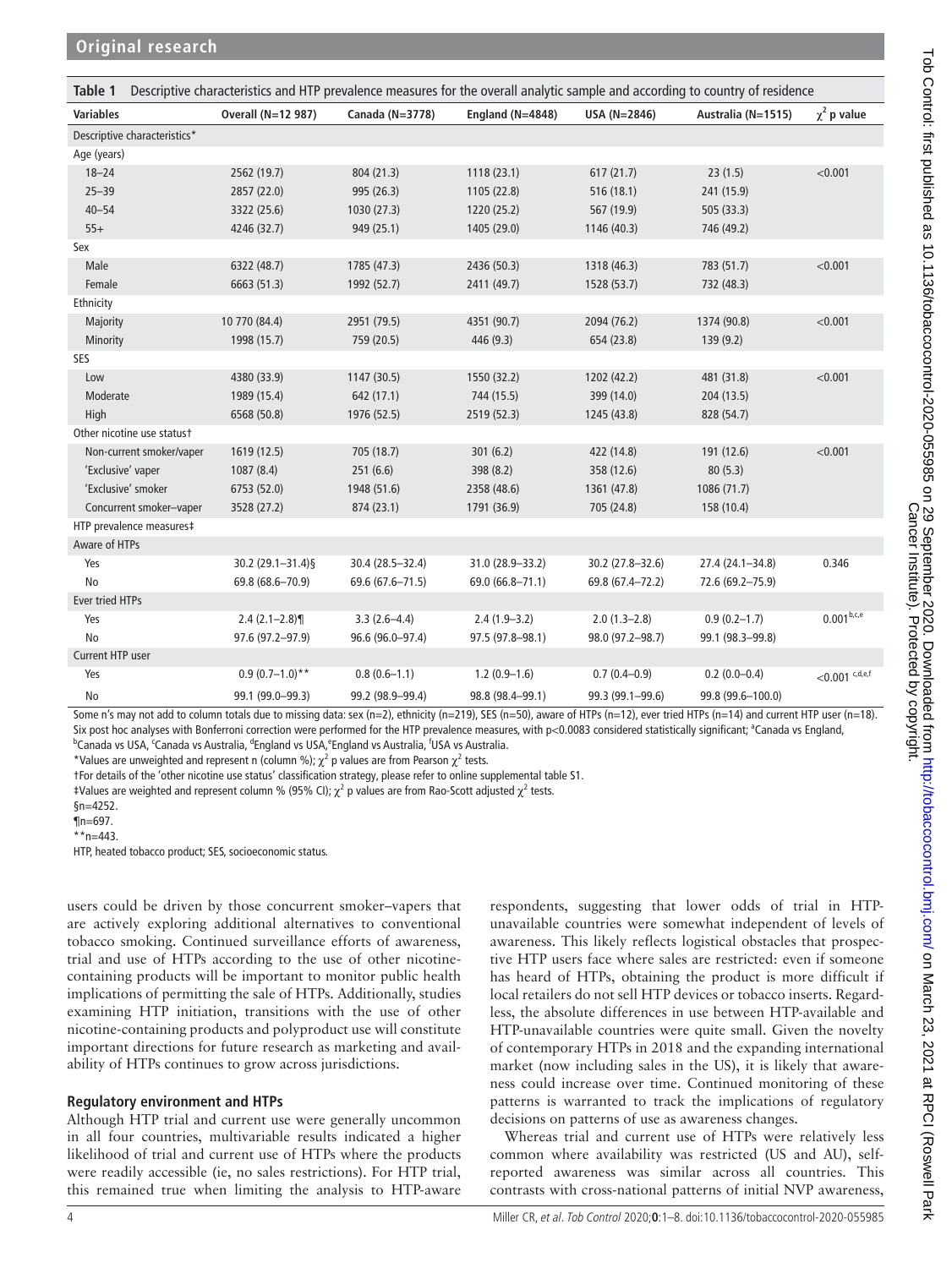**Table 1** Descriptive characteristics and HTP prevalence measures for the overall analytic sample and according to country of residence

| Variables | Overall (N=12 987) | Canada (N=3778) | England (N=4848) | USA (N=2846) | Australia (N=1515) | $\chi^2$ p value |
|---|---|---|---|---|---|---|
| Descriptive characteristics* | | | | | | |
| Age (years) | | | | | | |
| 18–24 | 2562 (19.7) | 804 (21.3) | 1118 (23.1) | 617 (21.7) | 23 (1.5) | <0.001 |
| 25–39 | 2857 (22.0) | 995 (26.3) | 1105 (22.8) | 516 (18.1) | 241 (15.9) | |
| 40–54 | 3322 (25.6) | 1030 (27.3) | 1220 (25.2) | 567 (19.9) | 505 (33.3) | |
| 55+ | 4246 (32.7) | 949 (25.1) | 1405 (29.0) | 1146 (40.3) | 746 (49.2) | |
| Sex | | | | | | |
| Male | 6322 (48.7) | 1785 (47.3) | 2436 (50.3) | 1318 (46.3) | 783 (51.7) | <0.001 |
| Female | 6663 (51.3) | 1992 (52.7) | 2411 (49.7) | 1528 (53.7) | 732 (48.3) | |
| Ethnicity | | | | | | |
| Majority | 10 770 (84.4) | 2951 (79.5) | 4351 (90.7) | 2094 (76.2) | 1374 (90.8) | <0.001 |
| Minority | 1998 (15.7) | 759 (20.5) | 446 (9.3) | 654 (23.8) | 139 (9.2) | |
| SES | | | | | | |
| Low | 4380 (33.9) | 1147 (30.5) | 1550 (32.2) | 1202 (42.2) | 481 (31.8) | <0.001 |
| Moderate | 1989 (15.4) | 642 (17.1) | 744 (15.5) | 399 (14.0) | 204 (13.5) | |
| High | 6568 (50.8) | 1976 (52.5) | 2519 (52.3) | 1245 (43.8) | 828 (54.7) | |
| Other nicotine use status† | | | | | | |
| Non-current smoker/vaper | 1619 (12.5) | 705 (18.7) | 301 (6.2) | 422 (14.8) | 191 (12.6) | <0.001 |
| 'Exclusive' vaper | 1087 (8.4) | 251 (6.6) | 398 (8.2) | 358 (12.6) | 80 (5.3) | |
| 'Exclusive' smoker | 6753 (52.0) | 1948 (51.6) | 2358 (48.6) | 1361 (47.8) | 1086 (71.7) | |
| Concurrent smoker–vaper | 3528 (27.2) | 874 (23.1) | 1791 (36.9) | 705 (24.8) | 158 (10.4) | |
| HTP prevalence measures‡ | | | | | | |
| Aware of HTPs | | | | | | |
| Yes | 30.2 (29.1–31.4)§ | 30.4 (28.5–32.4) | 31.0 (28.9–33.2) | 30.2 (27.8–32.6) | 27.4 (24.1–34.8) | 0.346 |
| No | 69.8 (68.6–70.9) | 69.6 (67.6–71.5) | 69.0 (66.8–71.1) | 69.8 (67.4–72.2) | 72.6 (69.2–75.9) | |
| Ever tried HTPs | | | | | | |
| Yes | 2.4 (2.1–2.8)¶ | 3.3 (2.6–4.4) | 2.4 (1.9–3.2) | 2.0 (1.3–2.8) | 0.9 (0.2–1.7) | 0.001[b,c,e] |
| No | 97.6 (97.2–97.9) | 96.6 (96.0–97.4) | 97.5 (97.8–98.1) | 98.0 (97.2–98.7) | 99.1 (98.3–99.8) | |
| Current HTP user | | | | | | |
| Yes | 0.9 (0.7–1.0)** | 0.8 (0.6–1.1) | 1.2 (0.9–1.6) | 0.7 (0.4–0.9) | 0.2 (0.0–0.4) | <0.001 [c,d,e,f] |
| No | 99.1 (99.0–99.3) | 99.2 (98.9–99.4) | 98.8 (98.4–99.1) | 99.3 (99.1–99.6) | 99.8 (99.6–100.0) | |

Some n's may not add to column totals due to missing data: sex (n=2), ethnicity (n=219), SES (n=50), aware of HTPs (n=12), ever tried HTPs (n=14) and current HTP user (n=18). Six post hoc analyses with Bonferroni correction were performed for the HTP prevalence measures, with p<0.0083 considered statistically significant; [a]Canada vs England, [b]Canada vs USA, [c]Canada vs Australia, [d]England vs USA, [e]England vs Australia, [f]USA vs Australia.

*Values are unweighted and represent n (column %); $\chi^2$ p values are from Pearson $\chi^2$ tests.

†For details of the 'other nicotine use status' classification strategy, please refer to online supplemental table S1.

‡Values are weighted and represent column % (95% CI); $\chi^2$ p values are from Rao-Scott adjusted $\chi^2$ tests.

§n=4252.

¶n=697.

**n=443.

HTP, heated tobacco product; SES, socioeconomic status.

users could be driven by those concurrent smoker–vapers that are actively exploring additional alternatives to conventional tobacco smoking. Continued surveillance efforts of awareness, trial and use of HTPs according to the use of other nicotine-containing products will be important to monitor public health implications of permitting the sale of HTPs. Additionally, studies examining HTP initiation, transitions with the use of other nicotine-containing products and polyproduct use will constitute important directions for future research as marketing and availability of HTPs continues to grow across jurisdictions.

## Regulatory environment and HTPs

Although HTP trial and current use were generally uncommon in all four countries, multivariable results indicated a higher likelihood of trial and current use of HTPs where the products were readily accessible (ie, no sales restrictions). For HTP trial, this remained true when limiting the analysis to HTP-aware respondents, suggesting that lower odds of trial in HTP-unavailable countries were somewhat independent of levels of awareness. This likely reflects logistical obstacles that prospective HTP users face where sales are restricted: even if someone has heard of HTPs, obtaining the product is more difficult if local retailers do not sell HTP devices or tobacco inserts. Regardless, the absolute differences in use between HTP-available and HTP-unavailable countries were quite small. Given the novelty of contemporary HTPs in 2018 and the expanding international market (now including sales in the US), it is likely that awareness could increase over time. Continued monitoring of these patterns is warranted to track the implications of regulatory decisions on patterns of use as awareness changes.

Whereas trial and current use of HTPs were relatively less common where availability was restricted (US and AU), self-reported awareness was similar across all countries. This contrasts with cross-national patterns of initial NVP awareness,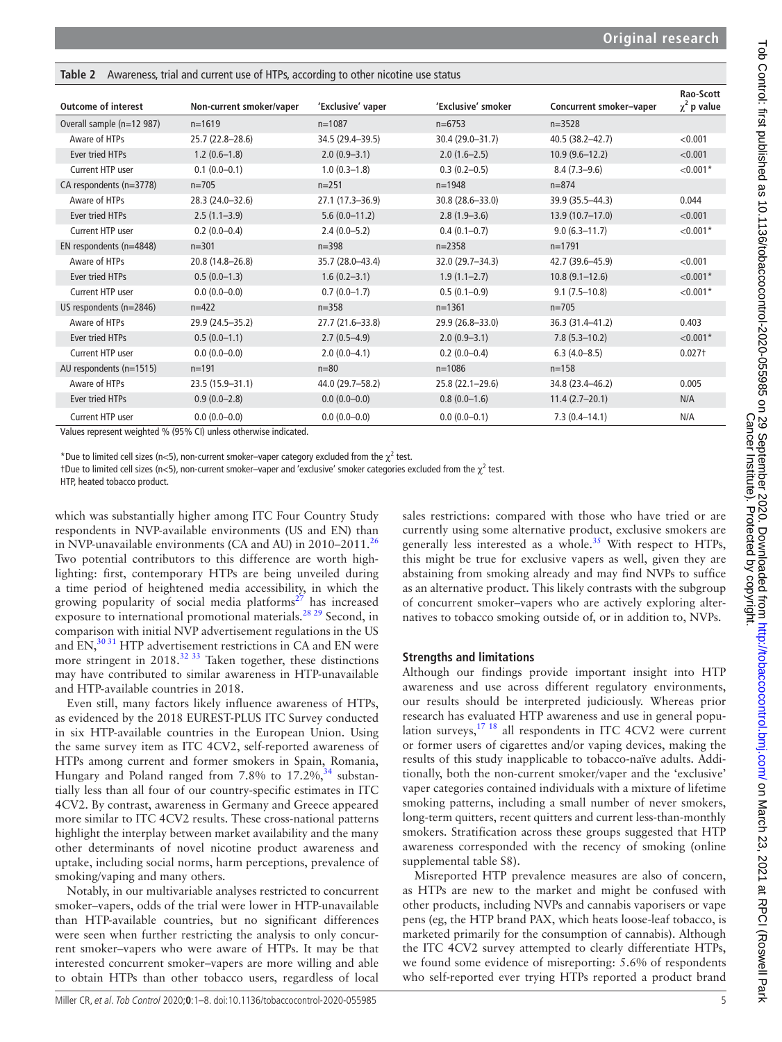**Table 2** Awareness, trial and current use of HTPs, according to other nicotine use status

| Outcome of interest | Non-current smoker/vaper | 'Exclusive' vaper | 'Exclusive' smoker | Concurrent smoker–vaper | Rao-Scott $\chi^2$ p value |
|---|---|---|---|---|---|
| Overall sample (n=12 987) | n=1619 | n=1087 | n=6753 | n=3528 | |
| Aware of HTPs | 25.7 (22.8–28.6) | 34.5 (29.4–39.5) | 30.4 (29.0–31.7) | 40.5 (38.2–42.7) | <0.001 |
| Ever tried HTPs | 1.2 (0.6–1.8) | 2.0 (0.9–3.1) | 2.0 (1.6–2.5) | 10.9 (9.6–12.2) | <0.001 |
| Current HTP user | 0.1 (0.0–0.1) | 1.0 (0.3–1.8) | 0.3 (0.2–0.5) | 8.4 (7.3–9.6) | <0.001* |
| CA respondents (n=3778) | n=705 | n=251 | n=1948 | n=874 | |
| Aware of HTPs | 28.3 (24.0–32.6) | 27.1 (17.3–36.9) | 30.8 (28.6–33.0) | 39.9 (35.5–44.3) | 0.044 |
| Ever tried HTPs | 2.5 (1.1–3.9) | 5.6 (0.0–11.2) | 2.8 (1.9–3.6) | 13.9 (10.7–17.0) | <0.001 |
| Current HTP user | 0.2 (0.0–0.4) | 2.4 (0.0–5.2) | 0.4 (0.1–0.7) | 9.0 (6.3–11.7) | <0.001* |
| EN respondents (n=4848) | n=301 | n=398 | n=2358 | n=1791 | |
| Aware of HTPs | 20.8 (14.8–26.8) | 35.7 (28.0–43.4) | 32.0 (29.7–34.3) | 42.7 (39.6–45.9) | <0.001 |
| Ever tried HTPs | 0.5 (0.0–1.3) | 1.6 (0.2–3.1) | 1.9 (1.1–2.7) | 10.8 (9.1–12.6) | <0.001* |
| Current HTP user | 0.0 (0.0–0.0) | 0.7 (0.0–1.7) | 0.5 (0.1–0.9) | 9.1 (7.5–10.8) | <0.001* |
| US respondents (n=2846) | n=422 | n=358 | n=1361 | n=705 | |
| Aware of HTPs | 29.9 (24.5–35.2) | 27.7 (21.6–33.8) | 29.9 (26.8–33.0) | 36.3 (31.4–41.2) | 0.403 |
| Ever tried HTPs | 0.5 (0.0–1.1) | 2.7 (0.5–4.9) | 2.0 (0.9–3.1) | 7.8 (5.3–10.2) | <0.001* |
| Current HTP user | 0.0 (0.0–0.0) | 2.0 (0.0–4.1) | 0.2 (0.0–0.4) | 6.3 (4.0–8.5) | 0.027† |
| AU respondents (n=1515) | n=191 | n=80 | n=1086 | n=158 | |
| Aware of HTPs | 23.5 (15.9–31.1) | 44.0 (29.7–58.2) | 25.8 (22.1–29.6) | 34.8 (23.4–46.2) | 0.005 |
| Ever tried HTPs | 0.9 (0.0–2.8) | 0.0 (0.0–0.0) | 0.8 (0.0–1.6) | 11.4 (2.7–20.1) | N/A |
| Current HTP user | 0.0 (0.0–0.0) | 0.0 (0.0–0.0) | 0.0 (0.0–0.1) | 7.3 (0.4–14.1) | N/A |

Values represent weighted % (95% CI) unless otherwise indicated.

*Due to limited cell sizes (n<5), non-current smoker–vaper category excluded from the $\chi^2$ test.

†Due to limited cell sizes (n<5), non-current smoker–vaper and 'exclusive' smoker categories excluded from the $\chi^2$ test.

HTP, heated tobacco product.

which was substantially higher among ITC Four Country Study respondents in NVP-available environments (US and EN) than in NVP-unavailable environments (CA and AU) in 2010–2011.[26] Two potential contributors to this difference are worth highlighting: first, contemporary HTPs are being unveiled during a time period of heightened media accessibility, in which the growing popularity of social media platforms[27] has increased exposure to international promotional materials.[28 29] Second, in comparison with initial NVP advertisement regulations in the US and EN,[30 31] HTP advertisement restrictions in CA and EN were more stringent in 2018.[32 33] Taken together, these distinctions may have contributed to similar awareness in HTP-unavailable and HTP-available countries in 2018.

Even still, many factors likely influence awareness of HTPs, as evidenced by the 2018 EUREST-PLUS ITC Survey conducted in six HTP-available countries in the European Union. Using the same survey item as ITC 4CV2, self-reported awareness of HTPs among current and former smokers in Spain, Romania, Hungary and Poland ranged from 7.8% to 17.2%,[34] substantially less than all four of our country-specific estimates in ITC 4CV2. By contrast, awareness in Germany and Greece appeared more similar to ITC 4CV2 results. These cross-national patterns highlight the interplay between market availability and the many other determinants of novel nicotine product awareness and uptake, including social norms, harm perceptions, prevalence of smoking/vaping and many others.

Notably, in our multivariable analyses restricted to concurrent smoker–vapers, odds of the trial were lower in HTP-unavailable than HTP-available countries, but no significant differences were seen when further restricting the analysis to only concurrent smoker–vapers who were aware of HTPs. It may be that interested concurrent smoker–vapers are more willing and able to obtain HTPs than other tobacco users, regardless of local sales restrictions: compared with those who have tried or are currently using some alternative product, exclusive smokers are generally less interested as a whole.[35] With respect to HTPs, this might be true for exclusive vapers as well, given they are abstaining from smoking already and may find NVPs to suffice as an alternative product. This likely contrasts with the subgroup of concurrent smoker–vapers who are actively exploring alternatives to tobacco smoking outside of, or in addition to, NVPs.

### Strengths and limitations

Although our findings provide important insight into HTP awareness and use across different regulatory environments, our results should be interpreted judiciously. Whereas prior research has evaluated HTP awareness and use in general population surveys,[17 18] all respondents in ITC 4CV2 were current or former users of cigarettes and/or vaping devices, making the results of this study inapplicable to tobacco-naïve adults. Additionally, both the non-current smoker/vaper and the 'exclusive' vaper categories contained individuals with a mixture of lifetime smoking patterns, including a small number of never smokers, long-term quitters, recent quitters and current less-than-monthly smokers. Stratification across these groups suggested that HTP awareness corresponded with the recency of smoking (online supplemental table S8).

Misreported HTP prevalence measures are also of concern, as HTPs are new to the market and might be confused with other products, including NVPs and cannabis vaporisers or vape pens (eg, the HTP brand PAX, which heats loose-leaf tobacco, is marketed primarily for the consumption of cannabis). Although the ITC 4CV2 survey attempted to clearly differentiate HTPs, we found some evidence of misreporting: 5.6% of respondents who self-reported ever trying HTPs reported a product brand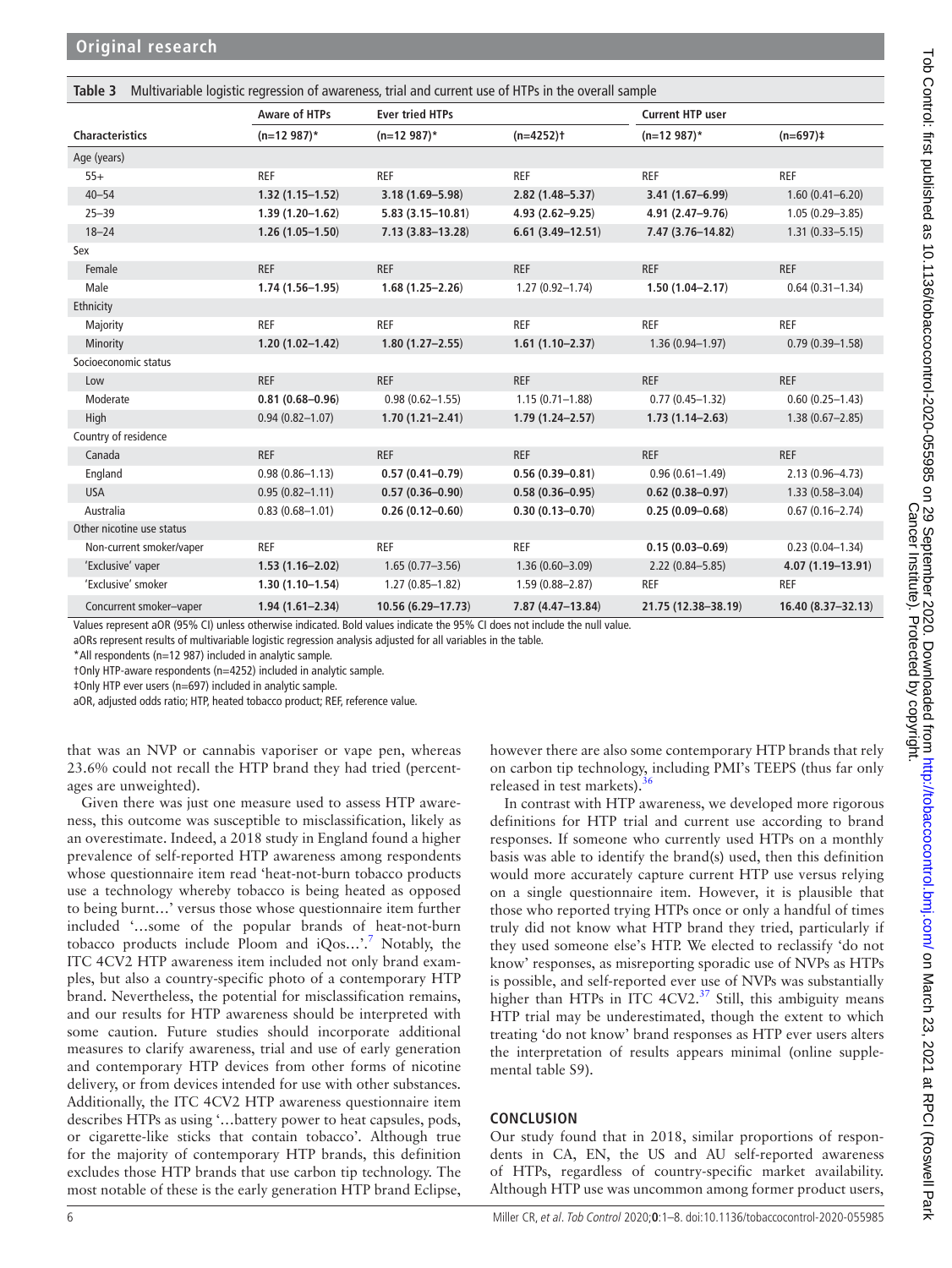**Table 3** Multivariable logistic regression of awareness, trial and current use of HTPs in the overall sample

| Characteristics | Aware of HTPs (n=12 987)* | Ever tried HTPs (n=12 987)* | (n=4252)† | Current HTP user (n=12 987)* | (n=697)‡ |
|---|---|---|---|---|---|
| Age (years) | | | | | |
| 55+ | REF | REF | REF | REF | REF |
| 40–54 | **1.32 (1.15–1.52)** | **3.18 (1.69–5.98)** | **2.82 (1.48–5.37)** | **3.41 (1.67–6.99)** | 1.60 (0.41–6.20) |
| 25–39 | **1.39 (1.20–1.62)** | **5.83 (3.15–10.81)** | **4.93 (2.62–9.25)** | **4.91 (2.47–9.76)** | 1.05 (0.29–3.85) |
| 18–24 | **1.26 (1.05–1.50)** | **7.13 (3.83–13.28)** | **6.61 (3.49–12.51)** | **7.47 (3.76–14.82)** | 1.31 (0.33–5.15) |
| Sex | | | | | |
| Female | REF | REF | REF | REF | REF |
| Male | **1.74 (1.56–1.95)** | **1.68 (1.25–2.26)** | 1.27 (0.92–1.74) | **1.50 (1.04–2.17)** | 0.64 (0.31–1.34) |
| Ethnicity | | | | | |
| Majority | REF | REF | REF | REF | REF |
| Minority | **1.20 (1.02–1.42)** | **1.80 (1.27–2.55)** | **1.61 (1.10–2.37)** | 1.36 (0.94–1.97) | 0.79 (0.39–1.58) |
| Socioeconomic status | | | | | |
| Low | REF | REF | REF | REF | REF |
| Moderate | **0.81 (0.68–0.96)** | 0.98 (0.62–1.55) | 1.15 (0.71–1.88) | 0.77 (0.45–1.32) | 0.60 (0.25–1.43) |
| High | 0.94 (0.82–1.07) | **1.70 (1.21–2.41)** | **1.79 (1.24–2.57)** | **1.73 (1.14–2.63)** | 1.38 (0.67–2.85) |
| Country of residence | | | | | |
| Canada | REF | REF | REF | REF | REF |
| England | 0.98 (0.86–1.13) | **0.57 (0.41–0.79)** | **0.56 (0.39–0.81)** | 0.96 (0.61–1.49) | 2.13 (0.96–4.73) |
| USA | 0.95 (0.82–1.11) | **0.57 (0.36–0.90)** | **0.58 (0.36–0.95)** | **0.62 (0.38–0.97)** | 1.33 (0.58–3.04) |
| Australia | 0.83 (0.68–1.01) | **0.26 (0.12–0.60)** | **0.30 (0.13–0.70)** | **0.25 (0.09–0.68)** | 0.67 (0.16–2.74) |
| Other nicotine use status | | | | | |
| Non-current smoker/vaper | REF | REF | REF | **0.15 (0.03–0.69)** | 0.23 (0.04–1.34) |
| 'Exclusive' vaper | **1.53 (1.16–2.02)** | 1.65 (0.77–3.56) | 1.36 (0.60–3.09) | 2.22 (0.84–5.85) | **4.07 (1.19–13.91)** |
| 'Exclusive' smoker | **1.30 (1.10–1.54)** | 1.27 (0.85–1.82) | 1.59 (0.88–2.87) | REF | REF |
| Concurrent smoker–vaper | **1.94 (1.61–2.34)** | **10.56 (6.29–17.73)** | **7.87 (4.47–13.84)** | **21.75 (12.38–38.19)** | **16.40 (8.37–32.13)** |

Values represent aOR (95% CI) unless otherwise indicated. Bold values indicate the 95% CI does not include the null value.
aORs represent results of multivariable logistic regression analysis adjusted for all variables in the table.
*All respondents (n=12 987) included in analytic sample.
†Only HTP-aware respondents (n=4252) included in analytic sample.
‡Only HTP ever users (n=697) included in analytic sample.
aOR, adjusted odds ratio; HTP, heated tobacco product; REF, reference value.

that was an NVP or cannabis vaporiser or vape pen, whereas 23.6% could not recall the HTP brand they had tried (percentages are unweighted).

Given there was just one measure used to assess HTP awareness, this outcome was susceptible to misclassification, likely as an overestimate. Indeed, a 2018 study in England found a higher prevalence of self-reported HTP awareness among respondents whose questionnaire item read 'heat-not-burn tobacco products use a technology whereby tobacco is being heated as opposed to being burnt…' versus those whose questionnaire item further included '…some of the popular brands of heat-not-burn tobacco products include Ploom and iQos…'.[7] Notably, the ITC 4CV2 HTP awareness item included not only brand examples, but also a country-specific photo of a contemporary HTP brand. Nevertheless, the potential for misclassification remains, and our results for HTP awareness should be interpreted with some caution. Future studies should incorporate additional measures to clarify awareness, trial and use of early generation and contemporary HTP devices from other forms of nicotine delivery, or from devices intended for use with other substances. Additionally, the ITC 4CV2 HTP awareness questionnaire item describes HTPs as using '…battery power to heat capsules, pods, or cigarette-like sticks that contain tobacco'. Although true for the majority of contemporary HTP brands, this definition excludes those HTP brands that use carbon tip technology. The most notable of these is the early generation HTP brand Eclipse, however there are also some contemporary HTP brands that rely on carbon tip technology, including PMI's TEEPS (thus far only released in test markets).[36]

In contrast with HTP awareness, we developed more rigorous definitions for HTP trial and current use according to brand responses. If someone who currently used HTPs on a monthly basis was able to identify the brand(s) used, then this definition would more accurately capture current HTP use versus relying on a single questionnaire item. However, it is plausible that those who reported trying HTPs once or only a handful of times truly did not know what HTP brand they tried, particularly if they used someone else's HTP. We elected to reclassify 'do not know' responses, as misreporting sporadic use of NVPs as HTPs is possible, and self-reported ever use of NVPs was substantially higher than HTPs in ITC 4CV2.[37] Still, this ambiguity means HTP trial may be underestimated, though the extent to which treating 'do not know' brand responses as HTP ever users alters the interpretation of results appears minimal (online supplemental table S9).

## CONCLUSION

Our study found that in 2018, similar proportions of respondents in CA, EN, the US and AU self-reported awareness of HTPs, regardless of country-specific market availability. Although HTP use was uncommon among former product users,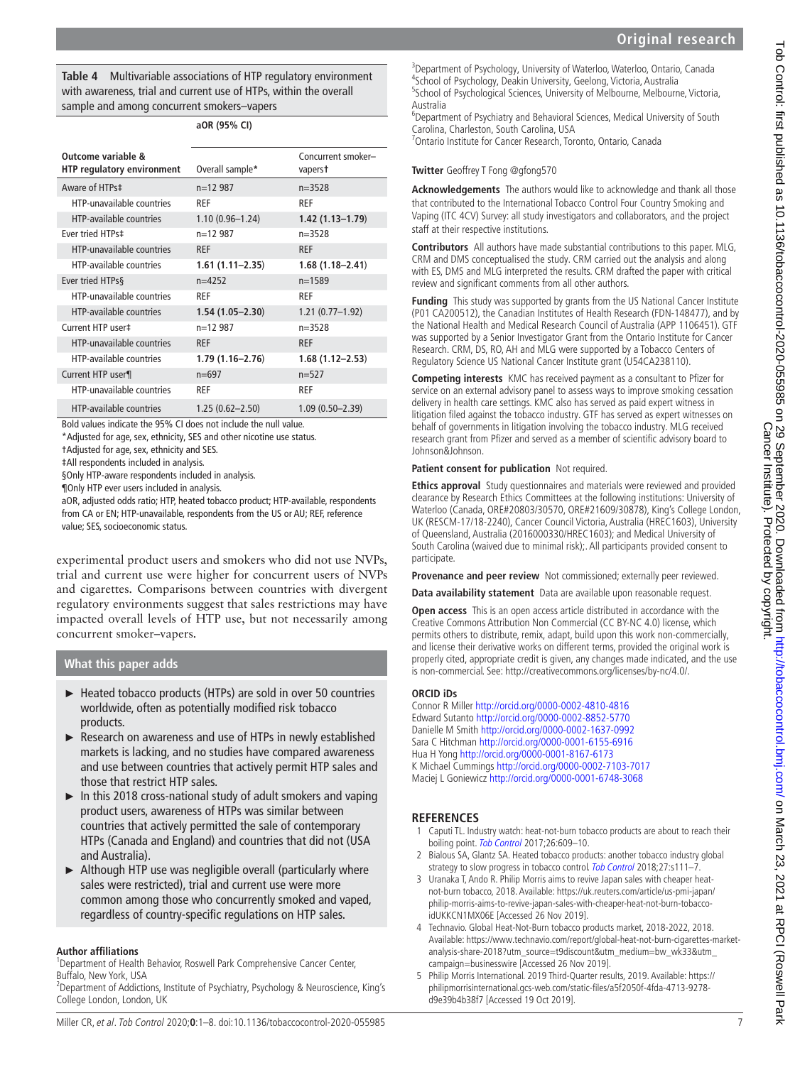**Table 4** Multivariable associations of HTP regulatory environment with awareness, trial and current use of HTPs, within the overall sample and among concurrent smokers–vapers

| Outcome variable & HTP regulatory environment | aOR (95% CI) Overall sample* | Concurrent smoker–vapers† |
|---|---|---|
| Aware of HTPs‡ | n=12 987 | n=3528 |
| HTP-unavailable countries | REF | REF |
| HTP-available countries | 1.10 (0.96–1.24) | **1.42 (1.13–1.79)** |
| Ever tried HTPs‡ | n=12 987 | n=3528 |
| HTP-unavailable countries | REF | REF |
| HTP-available countries | **1.61 (1.11–2.35)** | **1.68 (1.18–2.41)** |
| Ever tried HTPs§ | n=4252 | n=1589 |
| HTP-unavailable countries | REF | REF |
| HTP-available countries | **1.54 (1.05–2.30)** | 1.21 (0.77–1.92) |
| Current HTP user‡ | n=12 987 | n=3528 |
| HTP-unavailable countries | REF | REF |
| HTP-available countries | **1.79 (1.16–2.76)** | **1.68 (1.12–2.53)** |
| Current HTP user¶ | n=697 | n=527 |
| HTP-unavailable countries | REF | REF |
| HTP-available countries | 1.25 (0.62–2.50) | 1.09 (0.50–2.39) |

Bold values indicate the 95% CI does not include the null value.

*Adjusted for age, sex, ethnicity, SES and other nicotine use status.

†Adjusted for age, sex, ethnicity and SES.

‡All respondents included in analysis.

§Only HTP-aware respondents included in analysis.

¶Only HTP ever users included in analysis.

aOR, adjusted odds ratio; HTP, heated tobacco product; HTP-available, respondents from CA or EN; HTP-unavailable, respondents from the US or AU; REF, reference value; SES, socioeconomic status.

experimental product users and smokers who did not use NVPs, trial and current use were higher for concurrent users of NVPs and cigarettes. Comparisons between countries with divergent regulatory environments suggest that sales restrictions may have impacted overall levels of HTP use, but not necessarily among concurrent smoker–vapers.

## What this paper adds

- Heated tobacco products (HTPs) are sold in over 50 countries worldwide, often as potentially modified risk tobacco products.
- Research on awareness and use of HTPs in newly established markets is lacking, and no studies have compared awareness and use between countries that actively permit HTP sales and those that restrict HTP sales.
- In this 2018 cross-national study of adult smokers and vaping product users, awareness of HTPs was similar between countries that actively permitted the sale of contemporary HTPs (Canada and England) and countries that did not (USA and Australia).
- Although HTP use was negligible overall (particularly where sales were restricted), trial and current use were more common among those who concurrently smoked and vaped, regardless of country-specific regulations on HTP sales.

**Author affiliations**

[1]Department of Health Behavior, Roswell Park Comprehensive Cancer Center, Buffalo, New York, USA
[2]Department of Addictions, Institute of Psychiatry, Psychology & Neuroscience, King's College London, London, UK
[3]Department of Psychology, University of Waterloo, Waterloo, Ontario, Canada
[4]School of Psychology, Deakin University, Geelong, Victoria, Australia
[5]School of Psychological Sciences, University of Melbourne, Melbourne, Victoria, Australia
[6]Department of Psychiatry and Behavioral Sciences, Medical University of South Carolina, Charleston, South Carolina, USA
[7]Ontario Institute for Cancer Research, Toronto, Ontario, Canada

**Twitter** Geoffrey T Fong @gfong570

**Acknowledgements** The authors would like to acknowledge and thank all those that contributed to the International Tobacco Control Four Country Smoking and Vaping (ITC 4CV) Survey: all study investigators and collaborators, and the project staff at their respective institutions.

**Contributors** All authors have made substantial contributions to this paper. MLG, CRM and DMS conceptualised the study. CRM carried out the analysis and along with ES, DMS and MLG interpreted the results. CRM drafted the paper with critical review and significant comments from all other authors.

**Funding** This study was supported by grants from the US National Cancer Institute (P01 CA200512), the Canadian Institutes of Health Research (FDN-148477), and by the National Health and Medical Research Council of Australia (APP 1106451). GTF was supported by a Senior Investigator Grant from the Ontario Institute for Cancer Research. CRM, DS, RO, AH and MLG were supported by a Tobacco Centers of Regulatory Science US National Cancer Institute grant (U54CA238110).

**Competing interests** KMC has received payment as a consultant to Pfizer for service on an external advisory panel to assess ways to improve smoking cessation delivery in health care settings. KMC also has served as paid expert witness in litigation filed against the tobacco industry. GTF has served as expert witnesses on behalf of governments in litigation involving the tobacco industry. MLG received research grant from Pfizer and served as a member of scientific advisory board to Johnson&Johnson.

**Patient consent for publication** Not required.

**Ethics approval** Study questionnaires and materials were reviewed and provided clearance by Research Ethics Committees at the following institutions: University of Waterloo (Canada, ORE#20803/30570, ORE#21609/30878), King's College London, UK (RESCM-17/18-2240), Cancer Council Victoria, Australia (HREC1603), University of Queensland, Australia (2016000330/HREC1603); and Medical University of South Carolina (waived due to minimal risk);. All participants provided consent to participate.

**Provenance and peer review** Not commissioned; externally peer reviewed.

**Data availability statement** Data are available upon reasonable request.

**Open access** This is an open access article distributed in accordance with the Creative Commons Attribution Non Commercial (CC BY-NC 4.0) license, which permits others to distribute, remix, adapt, build upon this work non-commercially, and license their derivative works on different terms, provided the original work is properly cited, appropriate credit is given, any changes made indicated, and the use is non-commercial. See: http://creativecommons.org/licenses/by-nc/4.0/.

**ORCID iDs**

Connor R Miller http://orcid.org/0000-0002-4810-4816
Edward Sutanto http://orcid.org/0000-0002-8852-5770
Danielle M Smith http://orcid.org/0000-0002-1637-0992
Sara C Hitchman http://orcid.org/0000-0001-6155-6916
Hua H Yong http://orcid.org/0000-0001-8167-6173
K Michael Cummings http://orcid.org/0000-0002-7103-7017
Maciej L Goniewicz http://orcid.org/0000-0001-6748-3068

## REFERENCES

1. Caputi TL. Industry watch: heat-not-burn tobacco products are about to reach their boiling point. *Tob Control* 2017;26:609–10.
2. Bialous SA, Glantz SA. Heated tobacco products: another tobacco industry global strategy to slow progress in tobacco control. *Tob Control* 2018;27:s111–7.
3. Uranaka T, Ando R. Philip Morris aims to revive Japan sales with cheaper heat-not-burn tobacco, 2018. Available: https://uk.reuters.com/article/us-pmi-japan/philip-morris-aims-to-revive-japan-sales-with-cheaper-heat-not-burn-tobacco-idUKKCN1MX06E [Accessed 26 Nov 2019].
4. Technavio. Global Heat-Not-Burn tobacco products market, 2018-2022, 2018. Available: https://www.technavio.com/report/global-heat-not-burn-cigarettes-market-analysis-share-2018?utm_source=t9discount&utm_medium=bw_wk33&utm_campaign=businesswire [Accessed 26 Nov 2019].
5. Philip Morris International. 2019 Third-Quarter results, 2019. Available: https://philipmorrisinternational.gcs-web.com/static-files/a5f2050f-4fda-4713-9278-d9e39b4b38f7 [Accessed 19 Oct 2019].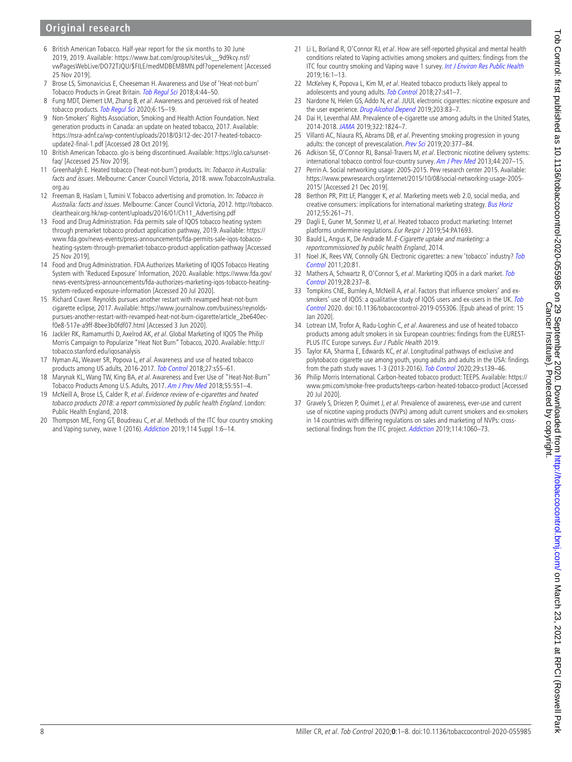6 British American Tobacco. Half-year report for the six months to 30 June 2019, 2019. Available: https://www.bat.com/group/sites/uk__9d9kcy.nsf/vwPagesWebLive/DO72TJQU/$FILE/medMDBEMBMN.pdf?openelement [Accessed 25 Nov 2019].
7 Brose LS, Simonavicius E, Cheeseman H. Awareness and Use of 'Heat-not-burn' Tobacco Products in Great Britain. *Tob Regul Sci* 2018;4:44–50.
8 Fung MDT, Diemert LM, Zhang B, *et al*. Awareness and perceived risk of heated tobacco products. *Tob Regul Sci* 2020;6:15–19.
9 Non-Smokers' Rights Association, Smoking and Health Action Foundation. Next generation products in Canada: an update on heated tobacco, 2017. Available: https://nsra-adnf.ca/wp-content/uploads/2018/03/12-dec-2017-heated-tobacco-update2-final-1.pdf [Accessed 28 Oct 2019].
10 British American Tobacco. glo is being discontinued. Available: https://glo.ca/sunset-faq/ [Accessed 25 Nov 2019].
11 Greenhalgh E. Heated tobacco ('heat-not-burn') products. In: *Tobacco in Australia: facts and issues*. Melbourne: Cancer Council Victoria, 2018. www.TobaccoInAustralia.org.au
12 Freeman B, Haslam I, Tumini V. Tobacco advertising and promotion. In: *Tobacco in Australia: facts and issues*. Melbourne: Cancer Council Victoria, 2012. http://tobacco.cleartheair.org.hk/wp-content/uploads/2016/01/Ch11_Advertising.pdf
13 Food and Drug Administration. Fda permits sale of IQOS tobacco heating system through premarket tobacco product application pathway, 2019. Available: https://www.fda.gov/news-events/press-announcements/fda-permits-sale-iqos-tobacco-heating-system-through-premarket-tobacco-product-application-pathway [Accessed 25 Nov 2019].
14 Food and Drug Administration. FDA Authorizes Marketing of IQOS Tobacco Heating System with 'Reduced Exposure' Information, 2020. Available: https://www.fda.gov/news-events/press-announcements/fda-authorizes-marketing-iqos-tobacco-heating-system-reduced-exposure-information [Accessed 20 Jul 2020].
15 Richard Craver. Reynolds pursues another restart with revamped heat-not-burn cigarette eclipse, 2017. Available: https://www.journalnow.com/business/reynolds-pursues-another-restart-with-revamped-heat-not-burn-cigarette/article_2be640ec-f0e8-517e-a9ff-8bee3b0fdf07.html [Accessed 3 Jun 2020].
16 Jackler RK, Ramamurthi D, Axelrod AK, *et al*. Global Marketing of IQOS The Philip Morris Campaign to Popularize "Heat Not Burn" Tobacco, 2020. Available: http://tobacco.stanford.edu/iqosanalysis
17 Nyman AL, Weaver SR, Popova L, *et al*. Awareness and use of heated tobacco products among US adults, 2016-2017. *Tob Control* 2018;27:s55–61.
18 Marynak KL, Wang TW, King BA, *et al*. Awareness and Ever Use of "Heat-Not-Burn" Tobacco Products Among U.S. Adults, 2017. *Am J Prev Med* 2018;55:551–4.
19 McNeill A, Brose LS, Calder R, *et al*. *Evidence review of e-cigarettes and heated tobacco products 2018: a report commissioned by public health England*. London: Public Health England, 2018.
20 Thompson ME, Fong GT, Boudreau C, *et al*. Methods of the ITC four country smoking and Vaping survey, wave 1 (2016). *Addiction* 2019;114 Suppl 1:6–14.
21 Li L, Borland R, O'Connor RJ, *et al*. How are self-reported physical and mental health conditions related to Vaping activities among smokers and quitters: findings from the ITC four country smoking and Vaping wave 1 survey. *Int J Environ Res Public Health* 2019;16:1–13.
22 McKelvey K, Popova L, Kim M, *et al*. Heated tobacco products likely appeal to adolescents and young adults. *Tob Control* 2018;27:s41–7.
23 Nardone N, Helen GS, Addo N, *et al*. JUUL electronic cigarettes: nicotine exposure and the user experience. *Drug Alcohol Depend* 2019;203:83–7.
24 Dai H, Leventhal AM. Prevalence of e-cigarette use among adults in the United States, 2014-2018. *JAMA* 2019;322:1824–7.
25 Villanti AC, Niaura RS, Abrams DB, *et al*. Preventing smoking progression in young adults: the concept of prevescalation. *Prev Sci* 2019;20:377–84.
26 Adkison SE, O'Connor RJ, Bansal-Travers M, *et al*. Electronic nicotine delivery systems: international tobacco control four-country survey. *Am J Prev Med* 2013;44:207–15.
27 Perrin A. Social networking usage: 2005-2015. Pew research center 2015. Available: https://www.pewresearch.org/internet/2015/10/08/social-networking-usage-2005-2015/ [Accessed 21 Dec 2019].
28 Berthon PR, Pitt LF, Plangger K, *et al*. Marketing meets web 2.0, social media, and creative consumers: implications for international marketing strategy. *Bus Horiz* 2012;55:261–71.
29 Dagli E, Guner M, Sonmez U, *et al*. Heated tobacco product marketing: Internet platforms undermine regulations. *Eur Respir J* 2019;54:PA1693.
30 Bauld L, Angus K, De Andrade M. *E-Cigarette uptake and marketing: a reportcommissioned by public health England*, 2014.
31 Noel JK, Rees VW, Connolly GN. Electronic cigarettes: a new 'tobacco' industry? *Tob Control* 2011;20:81.
32 Mathers A, Schwartz R, O'Connor S, *et al*. Marketing IQOS in a dark market. *Tob Control* 2019;28:237–8.
33 Tompkins CNE, Burnley A, McNeill A, *et al*. Factors that influence smokers' and ex-smokers' use of IQOS: a qualitative study of IQOS users and ex-users in the UK. *Tob Control* 2020. doi:10.1136/tobaccocontrol-2019-055306. [Epub ahead of print: 15 Jan 2020].
34 Lotrean LM, Trofor A, Radu-Loghin C, *et al*. Awareness and use of heated tobacco products among adult smokers in six European countries: findings from the EUREST-PLUS ITC Europe surveys. *Eur J Public Health* 2019.
35 Taylor KA, Sharma E, Edwards KC, *et al*. Longitudinal pathways of exclusive and polytobacco cigarette use among youth, young adults and adults in the USA: findings from the path study waves 1-3 (2013-2016). *Tob Control* 2020;29:s139–46.
36 Philip Morris International. Carbon-heated tobacco product: TEEPS. Available: https://www.pmi.com/smoke-free-products/teeps-carbon-heated-tobacco-product [Accessed 20 Jul 2020].
37 Gravely S, Driezen P, Ouimet J, *et al*. Prevalence of awareness, ever-use and current use of nicotine vaping products (NVPs) among adult current smokers and ex-smokers in 14 countries with differing regulations on sales and marketing of NVPs: cross-sectional findings from the ITC project. *Addiction* 2019;114:1060–73.